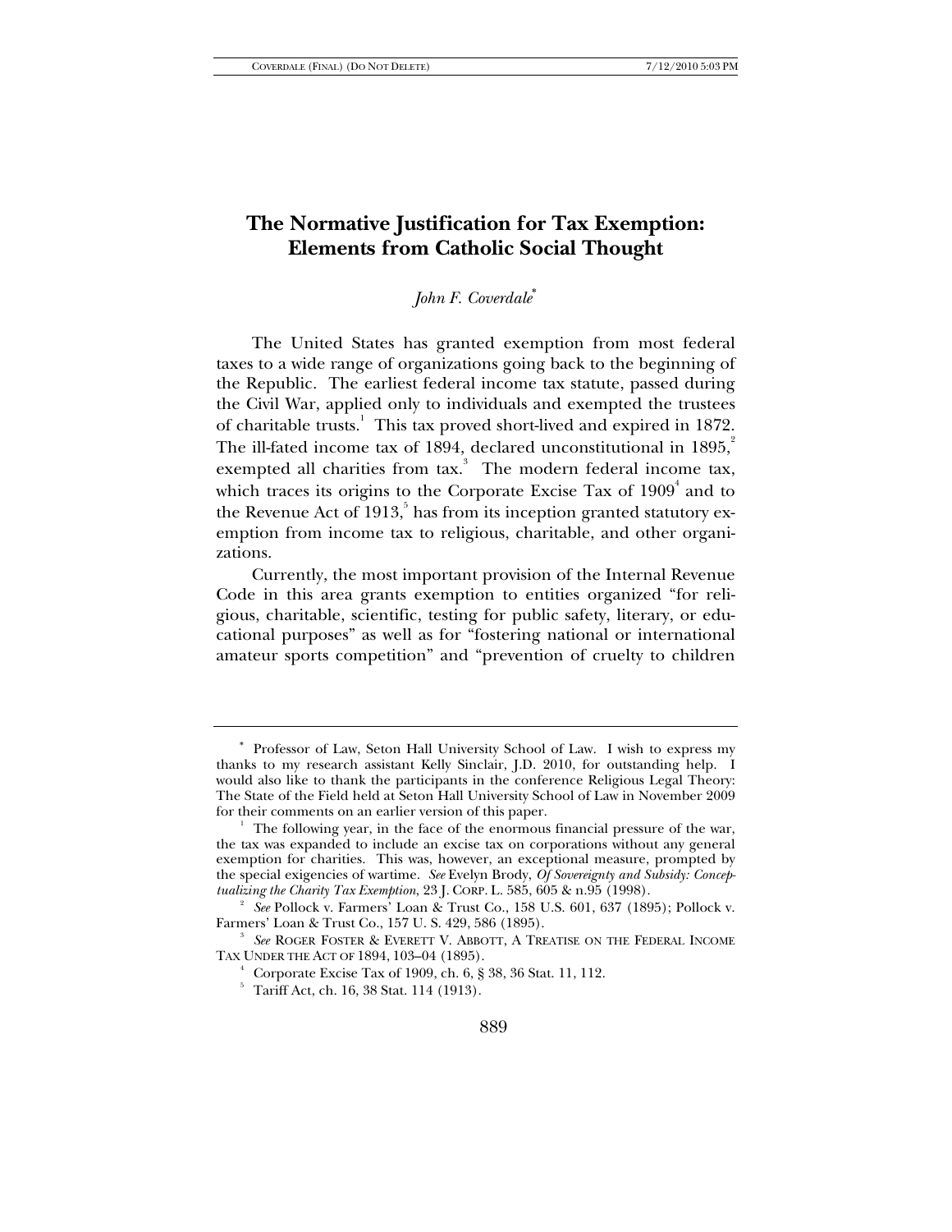# The Normative Justification for Tax Exemption: Elements from Catholic Social Thought

*John F. Coverdale*[*]

The United States has granted exemption from most federal taxes to a wide range of organizations going back to the beginning of the Republic. The earliest federal income tax statute, passed during the Civil War, applied only to individuals and exempted the trustees of charitable trusts.[1] This tax proved short-lived and expired in 1872. The ill-fated income tax of 1894, declared unconstitutional in 1895,[2] exempted all charities from tax.[3] The modern federal income tax, which traces its origins to the Corporate Excise Tax of 1909[4] and to the Revenue Act of 1913,[5] has from its inception granted statutory exemption from income tax to religious, charitable, and other organizations.

Currently, the most important provision of the Internal Revenue Code in this area grants exemption to entities organized "for religious, charitable, scientific, testing for public safety, literary, or educational purposes" as well as for "fostering national or international amateur sports competition" and "prevention of cruelty to children

---

[*] Professor of Law, Seton Hall University School of Law. I wish to express my thanks to my research assistant Kelly Sinclair, J.D. 2010, for outstanding help. I would also like to thank the participants in the conference Religious Legal Theory: The State of the Field held at Seton Hall University School of Law in November 2009 for their comments on an earlier version of this paper.

[1] The following year, in the face of the enormous financial pressure of the war, the tax was expanded to include an excise tax on corporations without any general exemption for charities. This was, however, an exceptional measure, prompted by the special exigencies of wartime. *See* Evelyn Brody, *Of Sovereignty and Subsidy: Conceptualizing the Charity Tax Exemption*, 23 J. CORP. L. 585, 605 & n.95 (1998).

[2] *See* Pollock v. Farmers' Loan & Trust Co., 158 U.S. 601, 637 (1895); Pollock v. Farmers' Loan & Trust Co., 157 U. S. 429, 586 (1895).

[3] *See* ROGER FOSTER & EVERETT V. ABBOTT, A TREATISE ON THE FEDERAL INCOME TAX UNDER THE ACT OF 1894, 103–04 (1895).

[4] Corporate Excise Tax of 1909, ch. 6, § 38, 36 Stat. 11, 112.

[5] Tariff Act, ch. 16, 38 Stat. 114 (1913).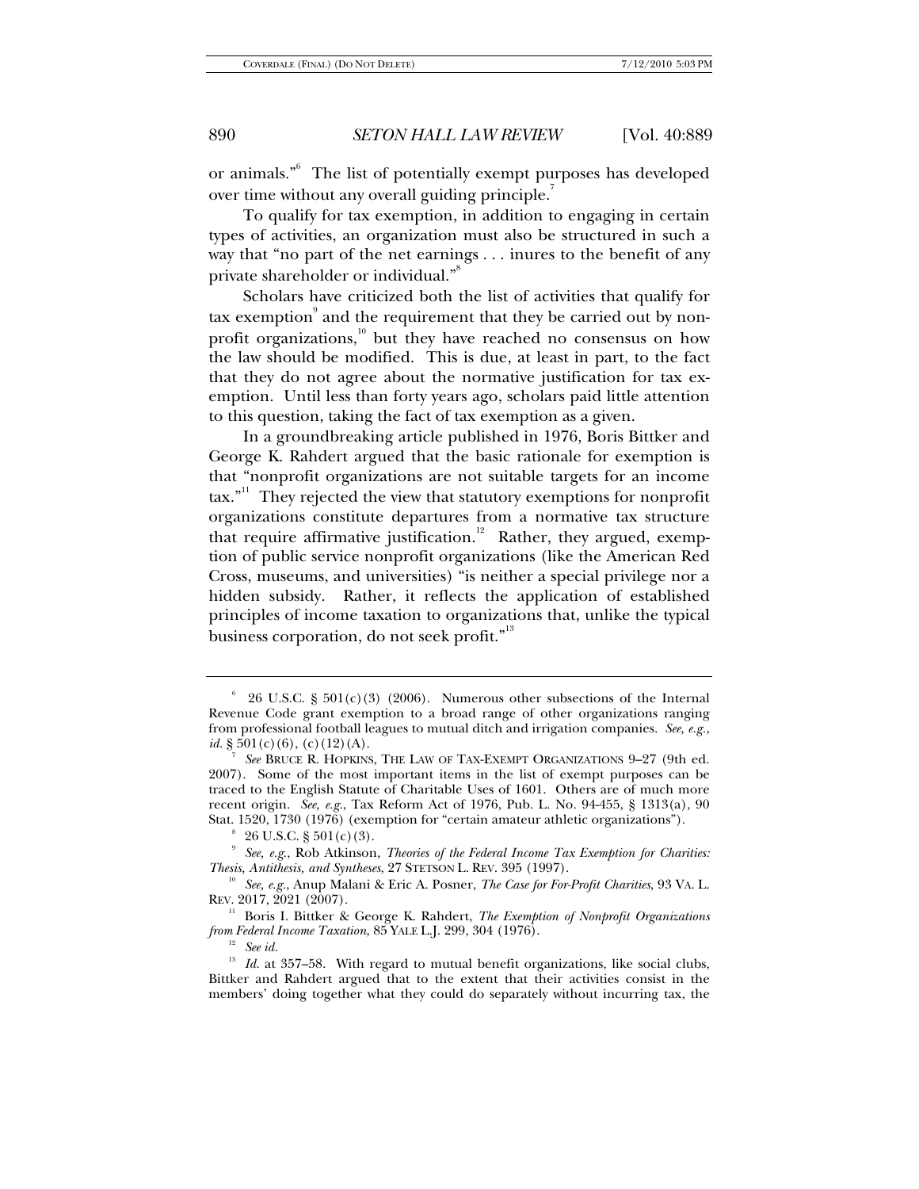or animals."[6] The list of potentially exempt purposes has developed over time without any overall guiding principle.[7]

To qualify for tax exemption, in addition to engaging in certain types of activities, an organization must also be structured in such a way that "no part of the net earnings . . . inures to the benefit of any private shareholder or individual."[8]

Scholars have criticized both the list of activities that qualify for tax exemption[9] and the requirement that they be carried out by non-profit organizations,[10] but they have reached no consensus on how the law should be modified. This is due, at least in part, to the fact that they do not agree about the normative justification for tax exemption. Until less than forty years ago, scholars paid little attention to this question, taking the fact of tax exemption as a given.

In a groundbreaking article published in 1976, Boris Bittker and George K. Rahdert argued that the basic rationale for exemption is that "nonprofit organizations are not suitable targets for an income tax."[11] They rejected the view that statutory exemptions for nonprofit organizations constitute departures from a normative tax structure that require affirmative justification.[12] Rather, they argued, exemption of public service nonprofit organizations (like the American Red Cross, museums, and universities) "is neither a special privilege nor a hidden subsidy. Rather, it reflects the application of established principles of income taxation to organizations that, unlike the typical business corporation, do not seek profit."[13]

---

[6] 26 U.S.C. § 501(c)(3) (2006). Numerous other subsections of the Internal Revenue Code grant exemption to a broad range of other organizations ranging from professional football leagues to mutual ditch and irrigation companies. *See, e.g.*, *id.* § 501(c)(6), (c)(12)(A).

[7] *See* BRUCE R. HOPKINS, THE LAW OF TAX-EXEMPT ORGANIZATIONS 9–27 (9th ed. 2007). Some of the most important items in the list of exempt purposes can be traced to the English Statute of Charitable Uses of 1601. Others are of much more recent origin. *See, e.g.*, Tax Reform Act of 1976, Pub. L. No. 94-455, § 1313(a), 90 Stat. 1520, 1730 (1976) (exemption for "certain amateur athletic organizations").

[8] 26 U.S.C. § 501(c)(3).

[9] *See, e.g.*, Rob Atkinson, *Theories of the Federal Income Tax Exemption for Charities: Thesis, Antithesis, and Syntheses*, 27 STETSON L. REV. 395 (1997).

[10] *See, e.g.*, Anup Malani & Eric A. Posner, *The Case for For-Profit Charities*, 93 VA. L. REV. 2017, 2021 (2007).

[11] Boris I. Bittker & George K. Rahdert, *The Exemption of Nonprofit Organizations from Federal Income Taxation*, 85 YALE L.J. 299, 304 (1976).

[12] *See id.*

[13] *Id.* at 357–58. With regard to mutual benefit organizations, like social clubs, Bittker and Rahdert argued that to the extent that their activities consist in the members' doing together what they could do separately without incurring tax, the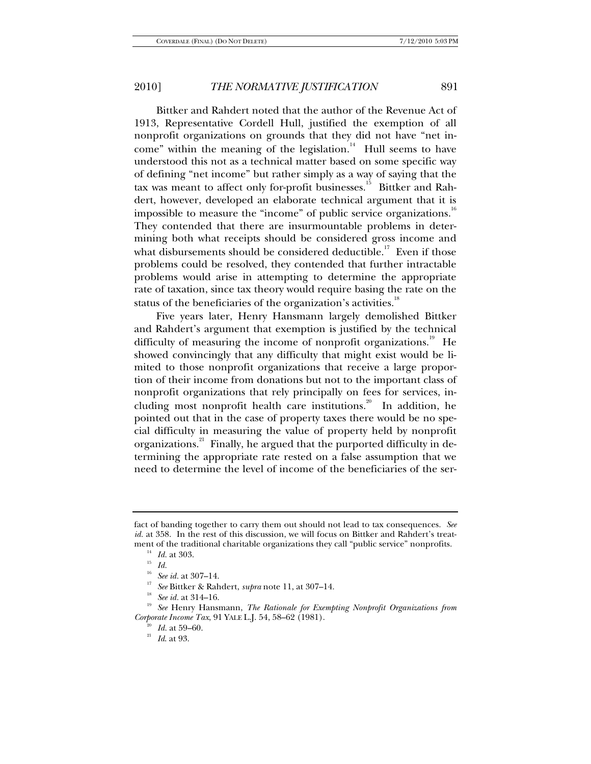Bittker and Rahdert noted that the author of the Revenue Act of 1913, Representative Cordell Hull, justified the exemption of all nonprofit organizations on grounds that they did not have "net income" within the meaning of the legislation.[14] Hull seems to have understood this not as a technical matter based on some specific way of defining "net income" but rather simply as a way of saying that the tax was meant to affect only for-profit businesses.[15] Bittker and Rahdert, however, developed an elaborate technical argument that it is impossible to measure the "income" of public service organizations.[16] They contended that there are insurmountable problems in determining both what receipts should be considered gross income and what disbursements should be considered deductible.[17] Even if those problems could be resolved, they contended that further intractable problems would arise in attempting to determine the appropriate rate of taxation, since tax theory would require basing the rate on the status of the beneficiaries of the organization's activities.[18]

Five years later, Henry Hansmann largely demolished Bittker and Rahdert's argument that exemption is justified by the technical difficulty of measuring the income of nonprofit organizations.[19] He showed convincingly that any difficulty that might exist would be limited to those nonprofit organizations that receive a large proportion of their income from donations but not to the important class of nonprofit organizations that rely principally on fees for services, including most nonprofit health care institutions.[20] In addition, he pointed out that in the case of property taxes there would be no special difficulty in measuring the value of property held by nonprofit organizations.[21] Finally, he argued that the purported difficulty in determining the appropriate rate rested on a false assumption that we need to determine the level of income of the beneficiaries of the ser-

---

fact of banding together to carry them out should not lead to tax consequences. *See id.* at 358. In the rest of this discussion, we will focus on Bittker and Rahdert's treatment of the traditional charitable organizations they call "public service" nonprofits.

[14] *Id.* at 303.

[15] *Id.*

[16] *See id.* at 307–14.

[17] *See* Bittker & Rahdert, *supra* note 11, at 307–14.

[18] *See id.* at 314–16.

[19] *See* Henry Hansmann, *The Rationale for Exempting Nonprofit Organizations from Corporate Income Tax*, 91 YALE L.J. 54, 58–62 (1981).

[20] *Id.* at 59–60.

[21] *Id.* at 93.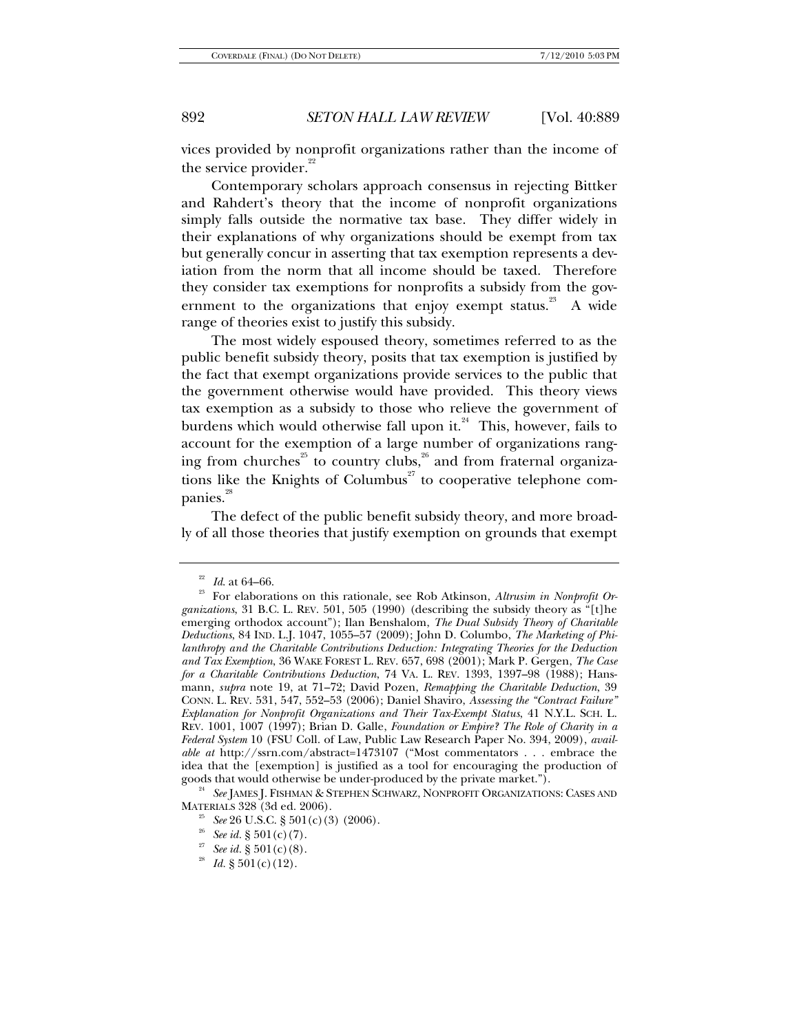vices provided by nonprofit organizations rather than the income of the service provider.[22]

Contemporary scholars approach consensus in rejecting Bittker and Rahdert's theory that the income of nonprofit organizations simply falls outside the normative tax base. They differ widely in their explanations of why organizations should be exempt from tax but generally concur in asserting that tax exemption represents a deviation from the norm that all income should be taxed. Therefore they consider tax exemptions for nonprofits a subsidy from the government to the organizations that enjoy exempt status.[23] A wide range of theories exist to justify this subsidy.

The most widely espoused theory, sometimes referred to as the public benefit subsidy theory, posits that tax exemption is justified by the fact that exempt organizations provide services to the public that the government otherwise would have provided. This theory views tax exemption as a subsidy to those who relieve the government of burdens which would otherwise fall upon it.[24] This, however, fails to account for the exemption of a large number of organizations ranging from churches[25] to country clubs,[26] and from fraternal organizations like the Knights of Columbus[27] to cooperative telephone companies.[28]

The defect of the public benefit subsidy theory, and more broadly of all those theories that justify exemption on grounds that exempt

---

[22] *Id.* at 64–66.

[23] For elaborations on this rationale, see Rob Atkinson, *Altrusim in Nonprofit Organizations*, 31 B.C. L. REV. 501, 505 (1990) (describing the subsidy theory as "[t]he emerging orthodox account"); Ilan Benshalom, *The Dual Subsidy Theory of Charitable Deductions*, 84 IND. L.J. 1047, 1055–57 (2009); John D. Columbo, *The Marketing of Philanthropy and the Charitable Contributions Deduction: Integrating Theories for the Deduction and Tax Exemption*, 36 WAKE FOREST L. REV. 657, 698 (2001); Mark P. Gergen, *The Case for a Charitable Contributions Deduction*, 74 VA. L. REV. 1393, 1397–98 (1988); Hansmann, *supra* note 19, at 71–72; David Pozen, *Remapping the Charitable Deduction*, 39 CONN. L. REV. 531, 547, 552–53 (2006); Daniel Shaviro, *Assessing the "Contract Failure" Explanation for Nonprofit Organizations and Their Tax-Exempt Status*, 41 N.Y.L. SCH. L. REV. 1001, 1007 (1997); Brian D. Galle, *Foundation or Empire? The Role of Charity in a Federal System* 10 (FSU Coll. of Law, Public Law Research Paper No. 394, 2009), *available at* http://ssrn.com/abstract=1473107 ("Most commentators . . . embrace the idea that the [exemption] is justified as a tool for encouraging the production of goods that would otherwise be under-produced by the private market.").

[24] *See* JAMES J. FISHMAN & STEPHEN SCHWARZ, NONPROFIT ORGANIZATIONS: CASES AND MATERIALS 328 (3d ed. 2006).

[25] *See* 26 U.S.C. § 501(c)(3) (2006).

[26] *See id.* § 501(c)(7).

[27] *See id.* § 501(c)(8).

[28] *Id.* § 501(c)(12).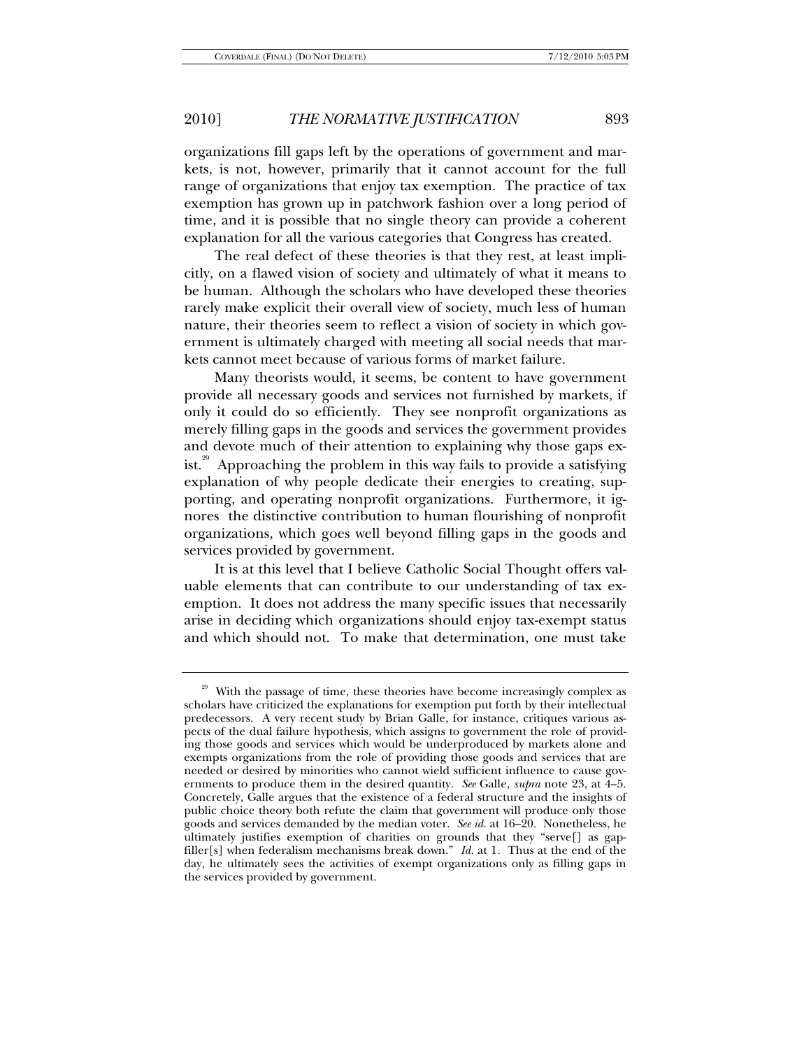organizations fill gaps left by the operations of government and markets, is not, however, primarily that it cannot account for the full range of organizations that enjoy tax exemption. The practice of tax exemption has grown up in patchwork fashion over a long period of time, and it is possible that no single theory can provide a coherent explanation for all the various categories that Congress has created.

The real defect of these theories is that they rest, at least implicitly, on a flawed vision of society and ultimately of what it means to be human. Although the scholars who have developed these theories rarely make explicit their overall view of society, much less of human nature, their theories seem to reflect a vision of society in which government is ultimately charged with meeting all social needs that markets cannot meet because of various forms of market failure.

Many theorists would, it seems, be content to have government provide all necessary goods and services not furnished by markets, if only it could do so efficiently. They see nonprofit organizations as merely filling gaps in the goods and services the government provides and devote much of their attention to explaining why those gaps exist.[29] Approaching the problem in this way fails to provide a satisfying explanation of why people dedicate their energies to creating, supporting, and operating nonprofit organizations. Furthermore, it ignores the distinctive contribution to human flourishing of nonprofit organizations, which goes well beyond filling gaps in the goods and services provided by government.

It is at this level that I believe Catholic Social Thought offers valuable elements that can contribute to our understanding of tax exemption. It does not address the many specific issues that necessarily arise in deciding which organizations should enjoy tax-exempt status and which should not. To make that determination, one must take

---

[29] With the passage of time, these theories have become increasingly complex as scholars have criticized the explanations for exemption put forth by their intellectual predecessors. A very recent study by Brian Galle, for instance, critiques various aspects of the dual failure hypothesis, which assigns to government the role of providing those goods and services which would be underproduced by markets alone and exempts organizations from the role of providing those goods and services that are needed or desired by minorities who cannot wield sufficient influence to cause governments to produce them in the desired quantity. *See* Galle, *supra* note 23, at 4–5. Concretely, Galle argues that the existence of a federal structure and the insights of public choice theory both refute the claim that government will produce only those goods and services demanded by the median voter. *See id.* at 16–20. Nonetheless, he ultimately justifies exemption of charities on grounds that they "serve[] as gap-filler[s] when federalism mechanisms break down." *Id.* at 1. Thus at the end of the day, he ultimately sees the activities of exempt organizations only as filling gaps in the services provided by government.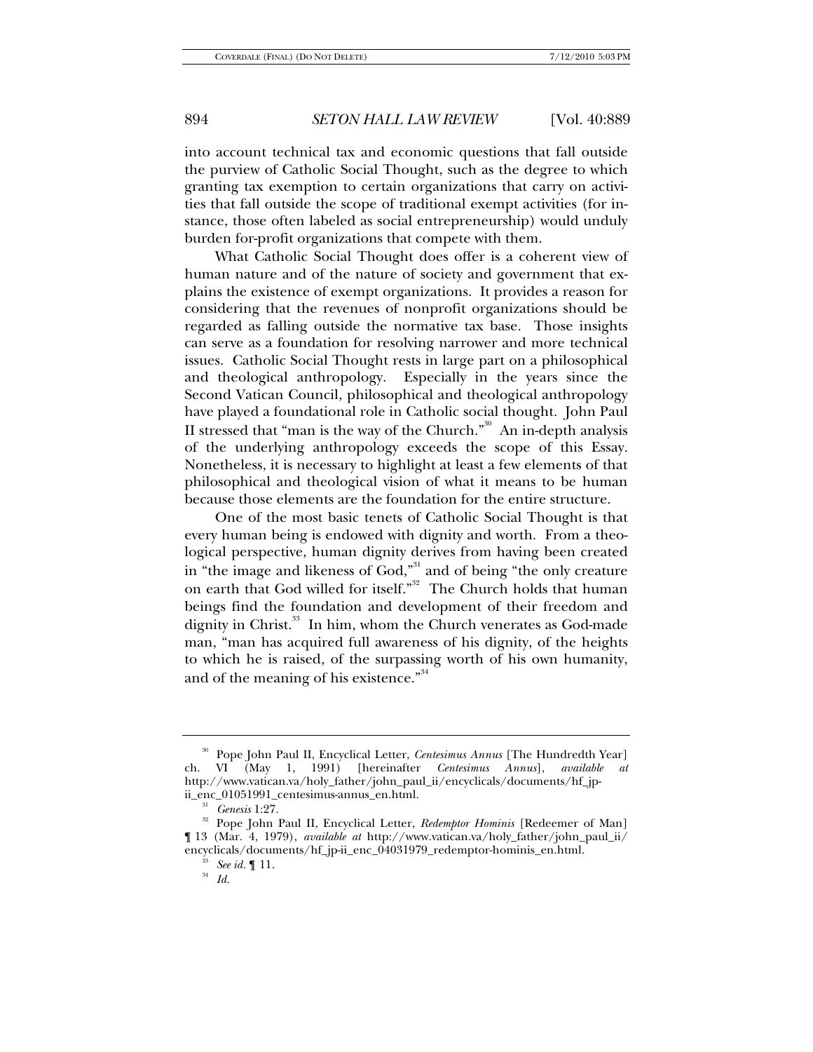into account technical tax and economic questions that fall outside the purview of Catholic Social Thought, such as the degree to which granting tax exemption to certain organizations that carry on activities that fall outside the scope of traditional exempt activities (for instance, those often labeled as social entrepreneurship) would unduly burden for-profit organizations that compete with them.

What Catholic Social Thought does offer is a coherent view of human nature and of the nature of society and government that explains the existence of exempt organizations. It provides a reason for considering that the revenues of nonprofit organizations should be regarded as falling outside the normative tax base. Those insights can serve as a foundation for resolving narrower and more technical issues. Catholic Social Thought rests in large part on a philosophical and theological anthropology. Especially in the years since the Second Vatican Council, philosophical and theological anthropology have played a foundational role in Catholic social thought. John Paul II stressed that "man is the way of the Church."[30] An in-depth analysis of the underlying anthropology exceeds the scope of this Essay. Nonetheless, it is necessary to highlight at least a few elements of that philosophical and theological vision of what it means to be human because those elements are the foundation for the entire structure.

One of the most basic tenets of Catholic Social Thought is that every human being is endowed with dignity and worth. From a theological perspective, human dignity derives from having been created in "the image and likeness of God,"[31] and of being "the only creature on earth that God willed for itself."[32] The Church holds that human beings find the foundation and development of their freedom and dignity in Christ.[33] In him, whom the Church venerates as God-made man, "man has acquired full awareness of his dignity, of the heights to which he is raised, of the surpassing worth of his own humanity, and of the meaning of his existence."[34]

---

[30] Pope John Paul II, Encyclical Letter, *Centesimus Annus* [The Hundredth Year] ch. VI (May 1, 1991) [hereinafter *Centesimus Annus*], *available at* http://www.vatican.va/holy_father/john_paul_ii/encyclicals/documents/hf_jp-ii_enc_01051991_centesimus-annus_en.html.

[31] *Genesis* 1:27.

[32] Pope John Paul II, Encyclical Letter, *Redemptor Hominis* [Redeemer of Man] ¶ 13 (Mar. 4, 1979), *available at* http://www.vatican.va/holy_father/john_paul_ii/encyclicals/documents/hf_jp-ii_enc_04031979_redemptor-hominis_en.html.

[33] *See id.* ¶ 11.

[34] *Id.*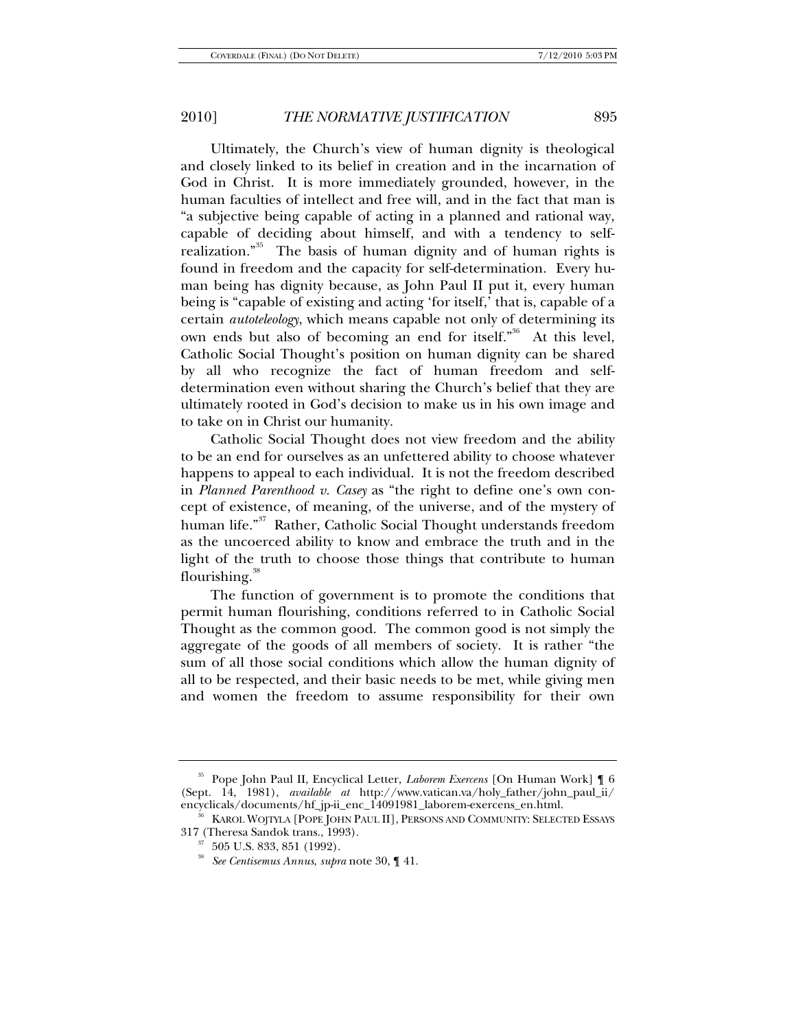Ultimately, the Church's view of human dignity is theological and closely linked to its belief in creation and in the incarnation of God in Christ. It is more immediately grounded, however, in the human faculties of intellect and free will, and in the fact that man is "a subjective being capable of acting in a planned and rational way, capable of deciding about himself, and with a tendency to self-realization."[35] The basis of human dignity and of human rights is found in freedom and the capacity for self-determination. Every human being has dignity because, as John Paul II put it, every human being is "capable of existing and acting 'for itself,' that is, capable of a certain *autoteleology*, which means capable not only of determining its own ends but also of becoming an end for itself."[36] At this level, Catholic Social Thought's position on human dignity can be shared by all who recognize the fact of human freedom and self-determination even without sharing the Church's belief that they are ultimately rooted in God's decision to make us in his own image and to take on in Christ our humanity.

Catholic Social Thought does not view freedom and the ability to be an end for ourselves as an unfettered ability to choose whatever happens to appeal to each individual. It is not the freedom described in *Planned Parenthood v. Casey* as "the right to define one's own concept of existence, of meaning, of the universe, and of the mystery of human life."[37] Rather, Catholic Social Thought understands freedom as the uncoerced ability to know and embrace the truth and in the light of the truth to choose those things that contribute to human flourishing.[38]

The function of government is to promote the conditions that permit human flourishing, conditions referred to in Catholic Social Thought as the common good. The common good is not simply the aggregate of the goods of all members of society. It is rather "the sum of all those social conditions which allow the human dignity of all to be respected, and their basic needs to be met, while giving men and women the freedom to assume responsibility for their own

---

[35] Pope John Paul II, Encyclical Letter, *Laborem Exercens* [On Human Work] ¶ 6 (Sept. 14, 1981), *available at* http://www.vatican.va/holy_father/john_paul_ii/encyclicals/documents/hf_jp-ii_enc_14091981_laborem-exercens_en.html.

[36] KAROL WOJTYLA [POPE JOHN PAUL II], PERSONS AND COMMUNITY: SELECTED ESSAYS 317 (Theresa Sandok trans., 1993).

[37] 505 U.S. 833, 851 (1992).

[38] *See Centisemus Annus*, *supra* note 30, ¶ 41.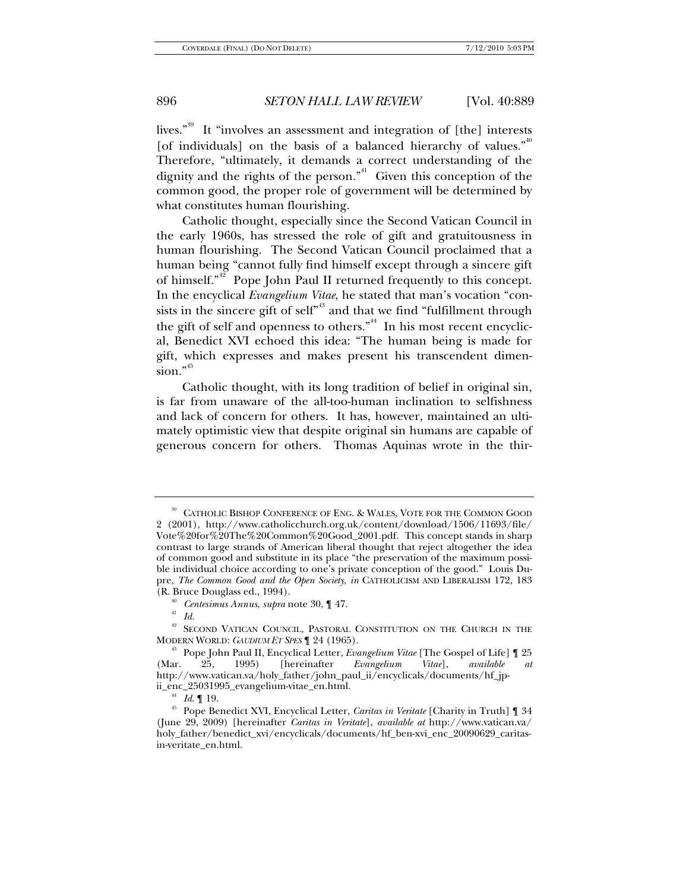lives."[39] It "involves an assessment and integration of [the] interests [of individuals] on the basis of a balanced hierarchy of values."[40] Therefore, "ultimately, it demands a correct understanding of the dignity and the rights of the person."[41] Given this conception of the common good, the proper role of government will be determined by what constitutes human flourishing.

Catholic thought, especially since the Second Vatican Council in the early 1960s, has stressed the role of gift and gratuitousness in human flourishing. The Second Vatican Council proclaimed that a human being "cannot fully find himself except through a sincere gift of himself."[42] Pope John Paul II returned frequently to this concept. In the encyclical *Evangelium Vitae*, he stated that man's vocation "consists in the sincere gift of self"[43] and that we find "fulfillment through the gift of self and openness to others."[44] In his most recent encyclical, Benedict XVI echoed this idea: "The human being is made for gift, which expresses and makes present his transcendent dimension."[45]

Catholic thought, with its long tradition of belief in original sin, is far from unaware of the all-too-human inclination to selfishness and lack of concern for others. It has, however, maintained an ultimately optimistic view that despite original sin humans are capable of generous concern for others. Thomas Aquinas wrote in the thir-

---

[39] CATHOLIC BISHOP CONFERENCE OF ENG. & WALES, VOTE FOR THE COMMON GOOD 2 (2001), http://www.catholicchurch.org.uk/content/download/1506/11693/file/Vote%20for%20The%20Common%20Good_2001.pdf. This concept stands in sharp contrast to large strands of American liberal thought that reject altogether the idea of common good and substitute in its place "the preservation of the maximum possible individual choice according to one's private conception of the good." Louis Dupre, *The Common Good and the Open Society*, *in* CATHOLICISM AND LIBERALISM 172, 183 (R. Bruce Douglass ed., 1994).

[40] *Centesimus Annus*, *supra* note 30, ¶ 47.

[41] *Id.*

[42] SECOND VATICAN COUNCIL, PASTORAL CONSTITUTION ON THE CHURCH IN THE MODERN WORLD: *GAUDIUM ET SPES* ¶ 24 (1965).

[43] Pope John Paul II, Encyclical Letter, *Evangelium Vitae* [The Gospel of Life] ¶ 25 (Mar. 25, 1995) [hereinafter *Evangelium Vitae*], *available at* http://www.vatican.va/holy_father/john_paul_ii/encyclicals/documents/hf_jp-ii_enc_25031995_evangelium-vitae_en.html.

[44] *Id.* ¶ 19.

[45] Pope Benedict XVI, Encyclical Letter, *Caritas in Veritate* [Charity in Truth] ¶ 34 (June 29, 2009) [hereinafter *Caritas in Veritate*], *available at* http://www.vatican.va/holy_father/benedict_xvi/encyclicals/documents/hf_ben-xvi_enc_20090629_caritas-in-veritate_en.html.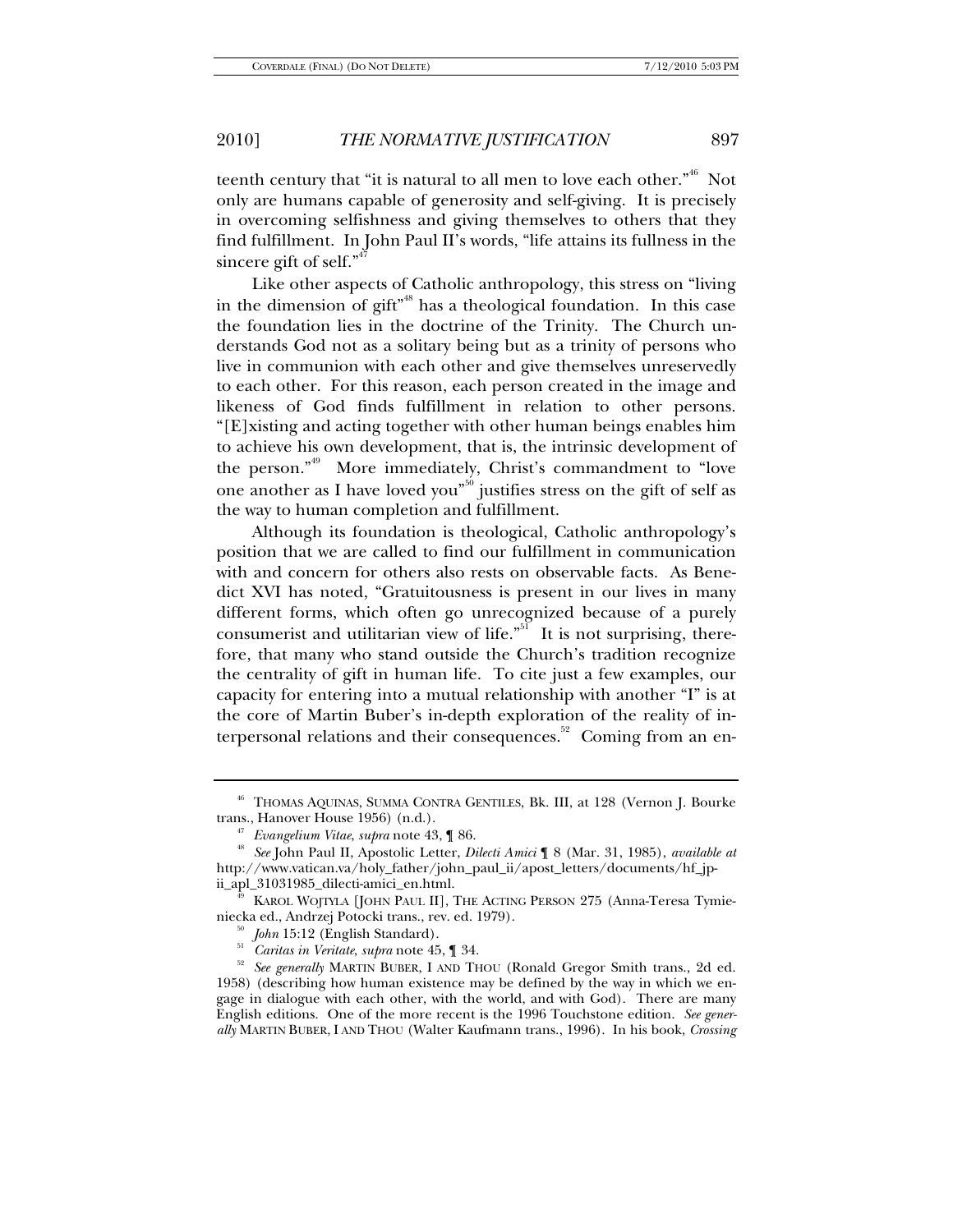teenth century that "it is natural to all men to love each other."[46] Not only are humans capable of generosity and self-giving. It is precisely in overcoming selfishness and giving themselves to others that they find fulfillment. In John Paul II's words, "life attains its fullness in the sincere gift of self."[47]

Like other aspects of Catholic anthropology, this stress on "living in the dimension of gift"[48] has a theological foundation. In this case the foundation lies in the doctrine of the Trinity. The Church understands God not as a solitary being but as a trinity of persons who live in communion with each other and give themselves unreservedly to each other. For this reason, each person created in the image and likeness of God finds fulfillment in relation to other persons. "[E]xisting and acting together with other human beings enables him to achieve his own development, that is, the intrinsic development of the person."[49] More immediately, Christ's commandment to "love one another as I have loved you"[50] justifies stress on the gift of self as the way to human completion and fulfillment.

Although its foundation is theological, Catholic anthropology's position that we are called to find our fulfillment in communication with and concern for others also rests on observable facts. As Benedict XVI has noted, "Gratuitousness is present in our lives in many different forms, which often go unrecognized because of a purely consumerist and utilitarian view of life."[51] It is not surprising, therefore, that many who stand outside the Church's tradition recognize the centrality of gift in human life. To cite just a few examples, our capacity for entering into a mutual relationship with another "I" is at the core of Martin Buber's in-depth exploration of the reality of interpersonal relations and their consequences.[52] Coming from an en-

---

[46] THOMAS AQUINAS, SUMMA CONTRA GENTILES, Bk. III, at 128 (Vernon J. Bourke trans., Hanover House 1956) (n.d.).

[47] *Evangelium Vitae*, *supra* note 43, ¶ 86.

[48] *See* John Paul II, Apostolic Letter, *Dilecti Amici* ¶ 8 (Mar. 31, 1985), *available at* http://www.vatican.va/holy_father/john_paul_ii/apost_letters/documents/hf_jp-ii_apl_31031985_dilecti-amici_en.html.

[49] KAROL WOJTYLA [JOHN PAUL II], THE ACTING PERSON 275 (Anna-Teresa Tymieniecka ed., Andrzej Potocki trans., rev. ed. 1979).

[50] *John* 15:12 (English Standard).

[51] *Caritas in Veritate*, *supra* note 45, ¶ 34.

[52] *See generally* MARTIN BUBER, I AND THOU (Ronald Gregor Smith trans., 2d ed. 1958) (describing how human existence may be defined by the way in which we engage in dialogue with each other, with the world, and with God). There are many English editions. One of the more recent is the 1996 Touchstone edition. *See generally* MARTIN BUBER, I AND THOU (Walter Kaufmann trans., 1996). In his book, *Crossing*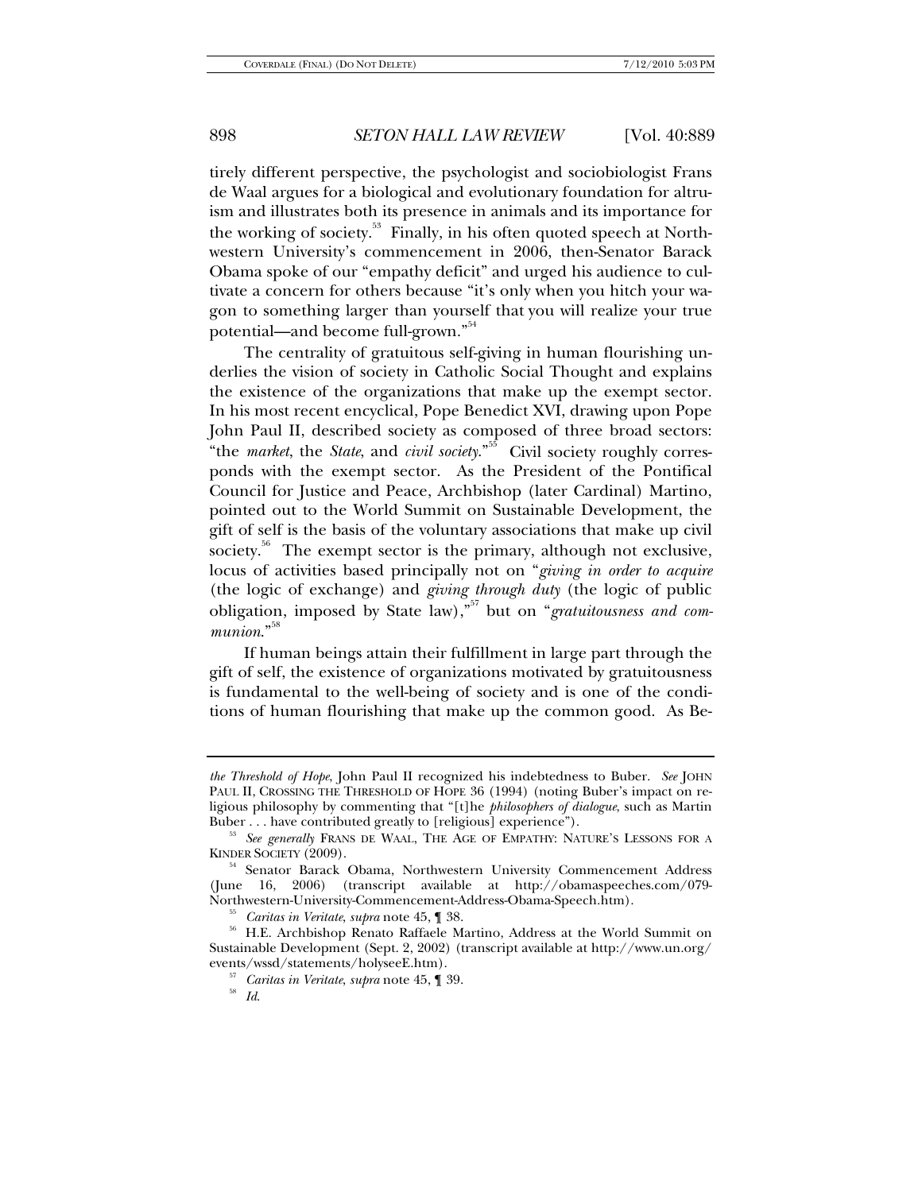tirely different perspective, the psychologist and sociobiologist Frans de Waal argues for a biological and evolutionary foundation for altruism and illustrates both its presence in animals and its importance for the working of society.[53] Finally, in his often quoted speech at Northwestern University's commencement in 2006, then-Senator Barack Obama spoke of our "empathy deficit" and urged his audience to cultivate a concern for others because "it's only when you hitch your wagon to something larger than yourself that you will realize your true potential—and become full-grown."[54]

The centrality of gratuitous self-giving in human flourishing underlies the vision of society in Catholic Social Thought and explains the existence of the organizations that make up the exempt sector. In his most recent encyclical, Pope Benedict XVI, drawing upon Pope John Paul II, described society as composed of three broad sectors: "the *market*, the *State*, and *civil society*."[55] Civil society roughly corresponds with the exempt sector. As the President of the Pontifical Council for Justice and Peace, Archbishop (later Cardinal) Martino, pointed out to the World Summit on Sustainable Development, the gift of self is the basis of the voluntary associations that make up civil society.[56] The exempt sector is the primary, although not exclusive, locus of activities based principally not on "*giving in order to acquire* (the logic of exchange) and *giving through duty* (the logic of public obligation, imposed by State law),"[57] but on "*gratuitousness and communion*."[58]

If human beings attain their fulfillment in large part through the gift of self, the existence of organizations motivated by gratuitousness is fundamental to the well-being of society and is one of the conditions of human flourishing that make up the common good. As Be-

---

*the Threshold of Hope*, John Paul II recognized his indebtedness to Buber. *See* JOHN PAUL II, CROSSING THE THRESHOLD OF HOPE 36 (1994) (noting Buber's impact on religious philosophy by commenting that "[t]he *philosophers of dialogue*, such as Martin Buber . . . have contributed greatly to [religious] experience").

[53] *See generally* FRANS DE WAAL, THE AGE OF EMPATHY: NATURE'S LESSONS FOR A KINDER SOCIETY (2009).

[54] Senator Barack Obama, Northwestern University Commencement Address (June 16, 2006) (transcript available at http://obamaspeeches.com/079-Northwestern-University-Commencement-Address-Obama-Speech.htm).

[55] *Caritas in Veritate*, *supra* note 45, ¶ 38.

[56] H.E. Archbishop Renato Raffaele Martino, Address at the World Summit on Sustainable Development (Sept. 2, 2002) (transcript available at http://www.un.org/events/wssd/statements/holyseeE.htm).

[57] *Caritas in Veritate*, *supra* note 45, ¶ 39.

[58] *Id.*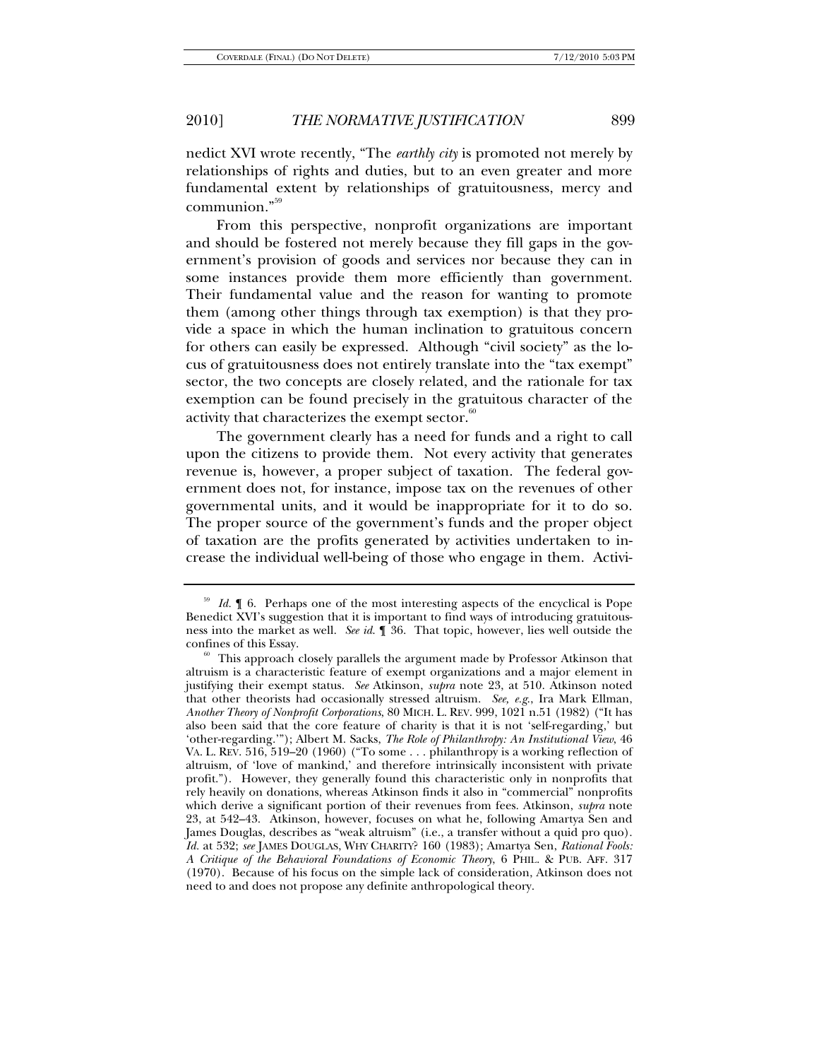nedict XVI wrote recently, "The *earthly city* is promoted not merely by relationships of rights and duties, but to an even greater and more fundamental extent by relationships of gratuitousness, mercy and communion."[59]

From this perspective, nonprofit organizations are important and should be fostered not merely because they fill gaps in the government's provision of goods and services nor because they can in some instances provide them more efficiently than government. Their fundamental value and the reason for wanting to promote them (among other things through tax exemption) is that they provide a space in which the human inclination to gratuitous concern for others can easily be expressed. Although "civil society" as the locus of gratuitousness does not entirely translate into the "tax exempt" sector, the two concepts are closely related, and the rationale for tax exemption can be found precisely in the gratuitous character of the activity that characterizes the exempt sector.[60]

The government clearly has a need for funds and a right to call upon the citizens to provide them. Not every activity that generates revenue is, however, a proper subject of taxation. The federal government does not, for instance, impose tax on the revenues of other governmental units, and it would be inappropriate for it to do so. The proper source of the government's funds and the proper object of taxation are the profits generated by activities undertaken to increase the individual well-being of those who engage in them. Activi-

---

[59] *Id.* ¶ 6. Perhaps one of the most interesting aspects of the encyclical is Pope Benedict XVI's suggestion that it is important to find ways of introducing gratuitousness into the market as well. *See id.* ¶ 36. That topic, however, lies well outside the confines of this Essay.

[60] This approach closely parallels the argument made by Professor Atkinson that altruism is a characteristic feature of exempt organizations and a major element in justifying their exempt status. *See* Atkinson, *supra* note 23, at 510. Atkinson noted that other theorists had occasionally stressed altruism. *See, e.g.*, Ira Mark Ellman, *Another Theory of Nonprofit Corporations*, 80 MICH. L. REV. 999, 1021 n.51 (1982) ("It has also been said that the core feature of charity is that it is not 'self-regarding,' but 'other-regarding.'"); Albert M. Sacks, *The Role of Philanthropy: An Institutional View*, 46 VA. L. REV. 516, 519–20 (1960) ("To some . . . philanthropy is a working reflection of altruism, of 'love of mankind,' and therefore intrinsically inconsistent with private profit."). However, they generally found this characteristic only in nonprofits that rely heavily on donations, whereas Atkinson finds it also in "commercial" nonprofits which derive a significant portion of their revenues from fees. Atkinson, *supra* note 23, at 542–43. Atkinson, however, focuses on what he, following Amartya Sen and James Douglas, describes as "weak altruism" (i.e., a transfer without a quid pro quo). *Id.* at 532; *see* JAMES DOUGLAS, WHY CHARITY? 160 (1983); Amartya Sen, *Rational Fools: A Critique of the Behavioral Foundations of Economic Theory*, 6 PHIL. & PUB. AFF. 317 (1970). Because of his focus on the simple lack of consideration, Atkinson does not need to and does not propose any definite anthropological theory.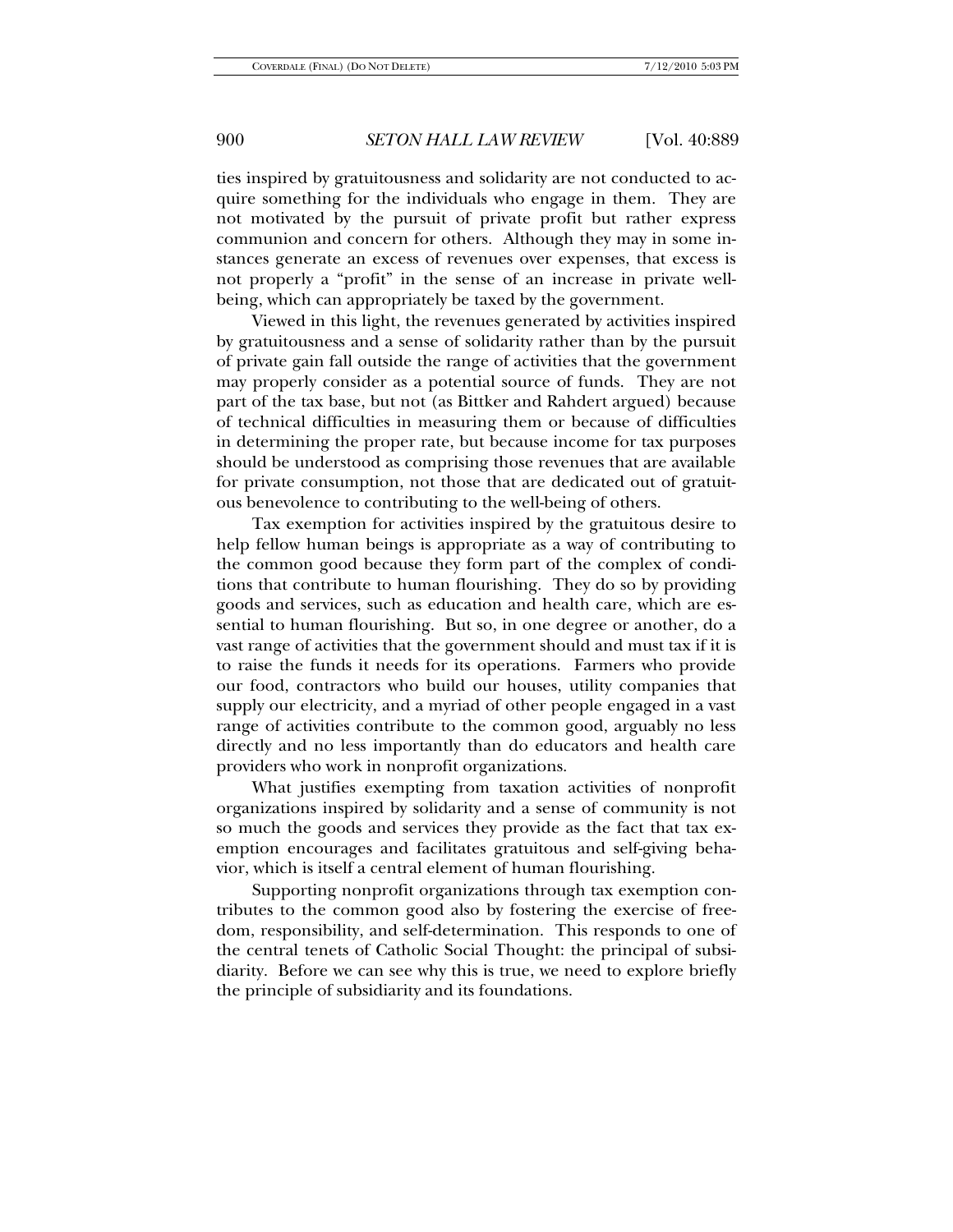ties inspired by gratuitousness and solidarity are not conducted to acquire something for the individuals who engage in them. They are not motivated by the pursuit of private profit but rather express communion and concern for others. Although they may in some instances generate an excess of revenues over expenses, that excess is not properly a "profit" in the sense of an increase in private well-being, which can appropriately be taxed by the government.

Viewed in this light, the revenues generated by activities inspired by gratuitousness and a sense of solidarity rather than by the pursuit of private gain fall outside the range of activities that the government may properly consider as a potential source of funds. They are not part of the tax base, but not (as Bittker and Rahdert argued) because of technical difficulties in measuring them or because of difficulties in determining the proper rate, but because income for tax purposes should be understood as comprising those revenues that are available for private consumption, not those that are dedicated out of gratuitous benevolence to contributing to the well-being of others.

Tax exemption for activities inspired by the gratuitous desire to help fellow human beings is appropriate as a way of contributing to the common good because they form part of the complex of conditions that contribute to human flourishing. They do so by providing goods and services, such as education and health care, which are essential to human flourishing. But so, in one degree or another, do a vast range of activities that the government should and must tax if it is to raise the funds it needs for its operations. Farmers who provide our food, contractors who build our houses, utility companies that supply our electricity, and a myriad of other people engaged in a vast range of activities contribute to the common good, arguably no less directly and no less importantly than do educators and health care providers who work in nonprofit organizations.

What justifies exempting from taxation activities of nonprofit organizations inspired by solidarity and a sense of community is not so much the goods and services they provide as the fact that tax exemption encourages and facilitates gratuitous and self-giving behavior, which is itself a central element of human flourishing.

Supporting nonprofit organizations through tax exemption contributes to the common good also by fostering the exercise of freedom, responsibility, and self-determination. This responds to one of the central tenets of Catholic Social Thought: the principal of subsidiarity. Before we can see why this is true, we need to explore briefly the principle of subsidiarity and its foundations.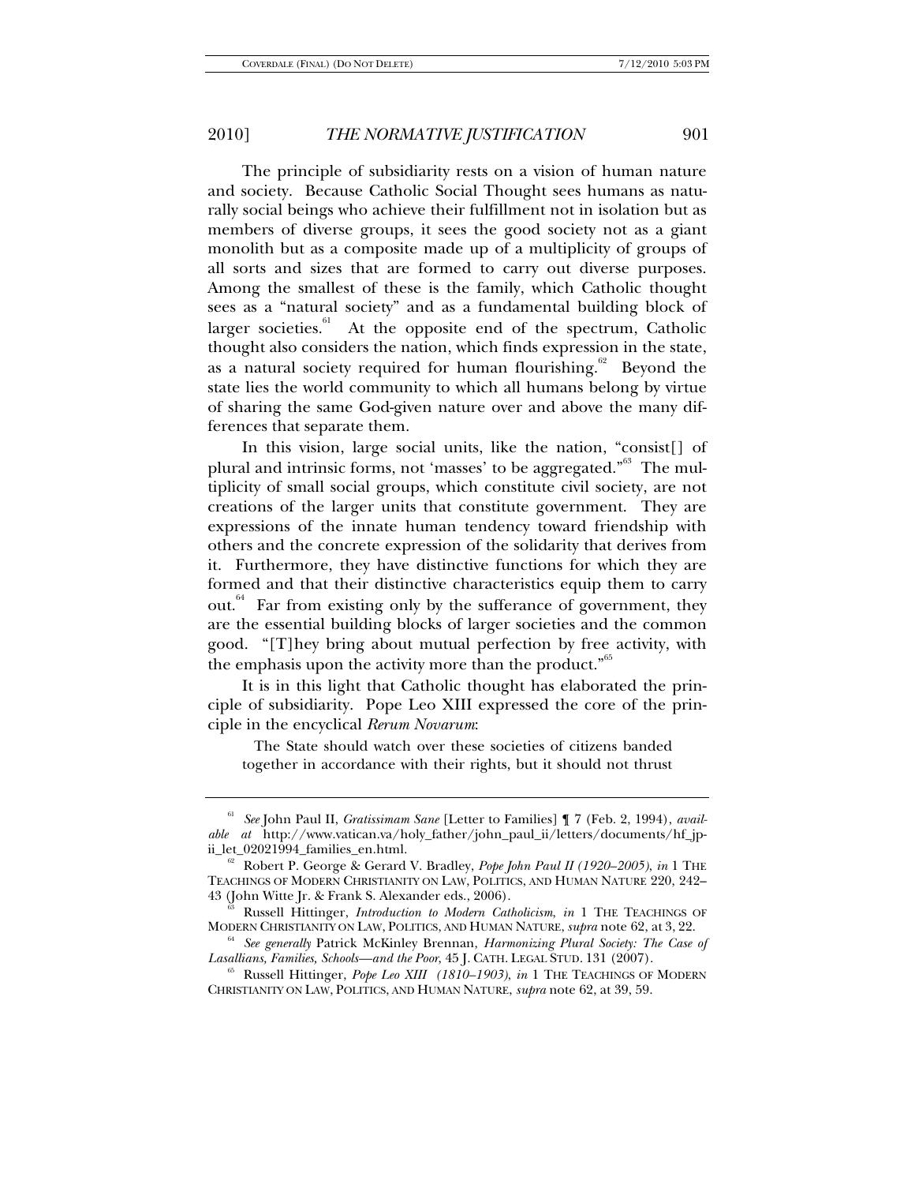The principle of subsidiarity rests on a vision of human nature and society. Because Catholic Social Thought sees humans as naturally social beings who achieve their fulfillment not in isolation but as members of diverse groups, it sees the good society not as a giant monolith but as a composite made up of a multiplicity of groups of all sorts and sizes that are formed to carry out diverse purposes. Among the smallest of these is the family, which Catholic thought sees as a "natural society" and as a fundamental building block of larger societies.[61] At the opposite end of the spectrum, Catholic thought also considers the nation, which finds expression in the state, as a natural society required for human flourishing.[62] Beyond the state lies the world community to which all humans belong by virtue of sharing the same God-given nature over and above the many differences that separate them.

In this vision, large social units, like the nation, "consist[] of plural and intrinsic forms, not 'masses' to be aggregated."[63] The multiplicity of small social groups, which constitute civil society, are not creations of the larger units that constitute government. They are expressions of the innate human tendency toward friendship with others and the concrete expression of the solidarity that derives from it. Furthermore, they have distinctive functions for which they are formed and that their distinctive characteristics equip them to carry out.[64] Far from existing only by the sufferance of government, they are the essential building blocks of larger societies and the common good. "[T]hey bring about mutual perfection by free activity, with the emphasis upon the activity more than the product."[65]

It is in this light that Catholic thought has elaborated the principle of subsidiarity. Pope Leo XIII expressed the core of the principle in the encyclical *Rerum Novarum*:

> The State should watch over these societies of citizens banded together in accordance with their rights, but it should not thrust

---

[61] *See* John Paul II, *Gratissimam Sane* [Letter to Families] ¶ 7 (Feb. 2, 1994), *available at* http://www.vatican.va/holy_father/john_paul_ii/letters/documents/hf_jp-ii_let_02021994_families_en.html.

[62] Robert P. George & Gerard V. Bradley, *Pope John Paul II (1920–2005)*, *in* 1 THE TEACHINGS OF MODERN CHRISTIANITY ON LAW, POLITICS, AND HUMAN NATURE 220, 242–43 (John Witte Jr. & Frank S. Alexander eds., 2006).

[63] Russell Hittinger, *Introduction to Modern Catholicism*, *in* 1 THE TEACHINGS OF MODERN CHRISTIANITY ON LAW, POLITICS, AND HUMAN NATURE, *supra* note 62, at 3, 22.

[64] *See generally* Patrick McKinley Brennan, *Harmonizing Plural Society: The Case of Lasallians, Families, Schools—and the Poor*, 45 J. CATH. LEGAL STUD. 131 (2007).

[65] Russell Hittinger, *Pope Leo XIII (1810–1903)*, *in* 1 THE TEACHINGS OF MODERN CHRISTIANITY ON LAW, POLITICS, AND HUMAN NATURE, *supra* note 62, at 39, 59.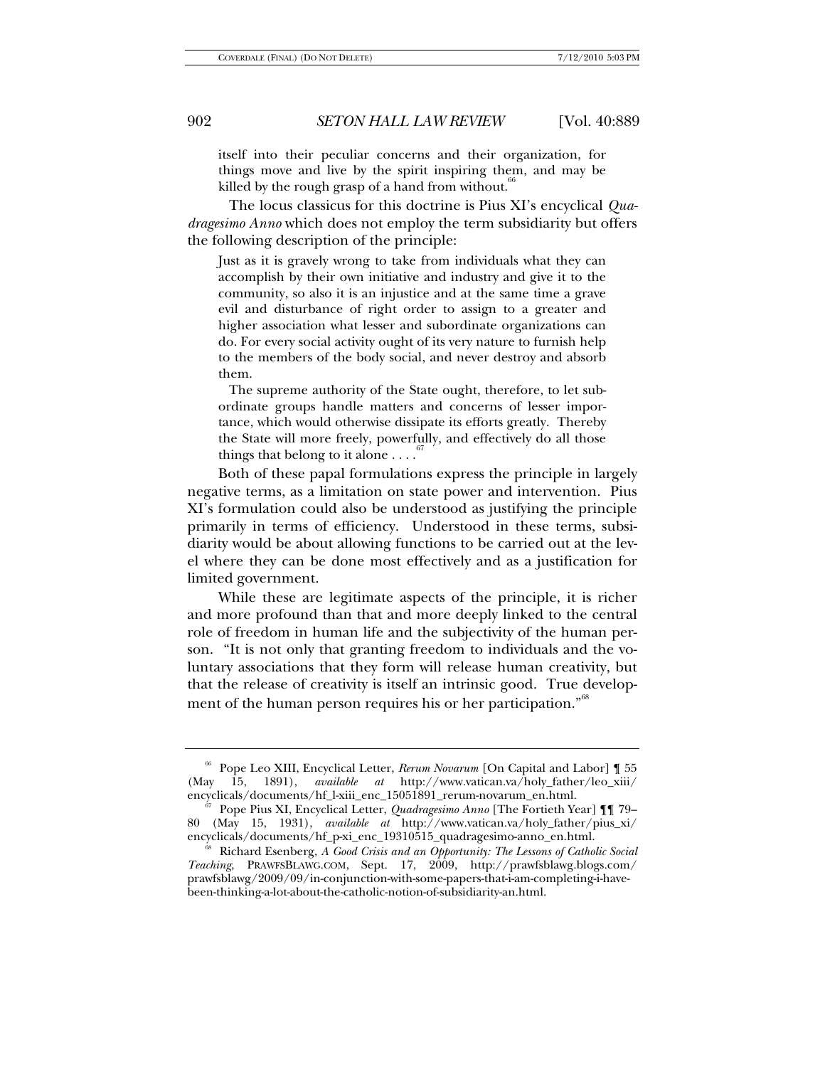> itself into their peculiar concerns and their organization, for things move and live by the spirit inspiring them, and may be killed by the rough grasp of a hand from without.[66]

The locus classicus for this doctrine is Pius XI's encyclical *Quadragesimo Anno* which does not employ the term subsidiarity but offers the following description of the principle:

> Just as it is gravely wrong to take from individuals what they can accomplish by their own initiative and industry and give it to the community, so also it is an injustice and at the same time a grave evil and disturbance of right order to assign to a greater and higher association what lesser and subordinate organizations can do. For every social activity ought of its very nature to furnish help to the members of the body social, and never destroy and absorb them.
>
> The supreme authority of the State ought, therefore, to let subordinate groups handle matters and concerns of lesser importance, which would otherwise dissipate its efforts greatly. Thereby the State will more freely, powerfully, and effectively do all those things that belong to it alone . . . .[67]

Both of these papal formulations express the principle in largely negative terms, as a limitation on state power and intervention. Pius XI's formulation could also be understood as justifying the principle primarily in terms of efficiency. Understood in these terms, subsidiarity would be about allowing functions to be carried out at the level where they can be done most effectively and as a justification for limited government.

While these are legitimate aspects of the principle, it is richer and more profound than that and more deeply linked to the central role of freedom in human life and the subjectivity of the human person. "It is not only that granting freedom to individuals and the voluntary associations that they form will release human creativity, but that the release of creativity is itself an intrinsic good. True development of the human person requires his or her participation."[68]

---

[66] Pope Leo XIII, Encyclical Letter, *Rerum Novarum* [On Capital and Labor] ¶ 55 (May 15, 1891), *available at* http://www.vatican.va/holy_father/leo_xiii/encyclicals/documents/hf_l-xiii_enc_15051891_rerum-novarum_en.html.

[67] Pope Pius XI, Encyclical Letter, *Quadragesimo Anno* [The Fortieth Year] ¶¶ 79–80 (May 15, 1931), *available at* http://www.vatican.va/holy_father/pius_xi/encyclicals/documents/hf_p-xi_enc_19310515_quadragesimo-anno_en.html.

[68] Richard Esenberg, *A Good Crisis and an Opportunity: The Lessons of Catholic Social Teaching*, PRAWFSBLAWG.COM, Sept. 17, 2009, http://prawfsblawg.blogs.com/prawfsblawg/2009/09/in-conjunction-with-some-papers-that-i-am-completing-i-have-been-thinking-a-lot-about-the-catholic-notion-of-subsidiarity-an.html.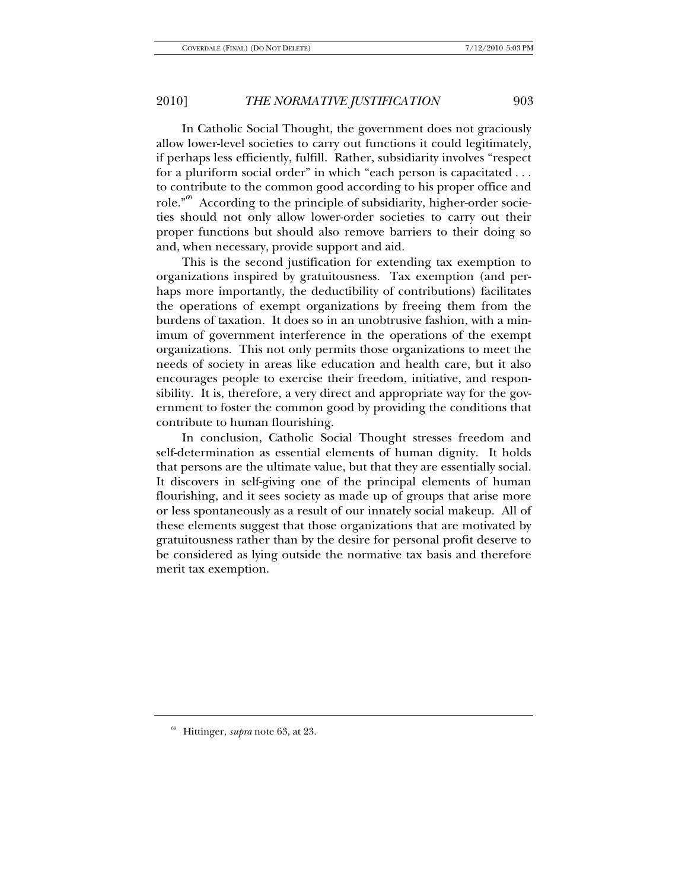In Catholic Social Thought, the government does not graciously allow lower-level societies to carry out functions it could legitimately, if perhaps less efficiently, fulfill. Rather, subsidiarity involves "respect for a pluriform social order" in which "each person is capacitated . . . to contribute to the common good according to his proper office and role."[69] According to the principle of subsidiarity, higher-order societies should not only allow lower-order societies to carry out their proper functions but should also remove barriers to their doing so and, when necessary, provide support and aid.

This is the second justification for extending tax exemption to organizations inspired by gratuitousness. Tax exemption (and perhaps more importantly, the deductibility of contributions) facilitates the operations of exempt organizations by freeing them from the burdens of taxation. It does so in an unobtrusive fashion, with a minimum of government interference in the operations of the exempt organizations. This not only permits those organizations to meet the needs of society in areas like education and health care, but it also encourages people to exercise their freedom, initiative, and responsibility. It is, therefore, a very direct and appropriate way for the government to foster the common good by providing the conditions that contribute to human flourishing.

In conclusion, Catholic Social Thought stresses freedom and self-determination as essential elements of human dignity. It holds that persons are the ultimate value, but that they are essentially social. It discovers in self-giving one of the principal elements of human flourishing, and it sees society as made up of groups that arise more or less spontaneously as a result of our innately social makeup. All of these elements suggest that those organizations that are motivated by gratuitousness rather than by the desire for personal profit deserve to be considered as lying outside the normative tax basis and therefore merit tax exemption.

---

[69] Hittinger, *supra* note 63, at 23.